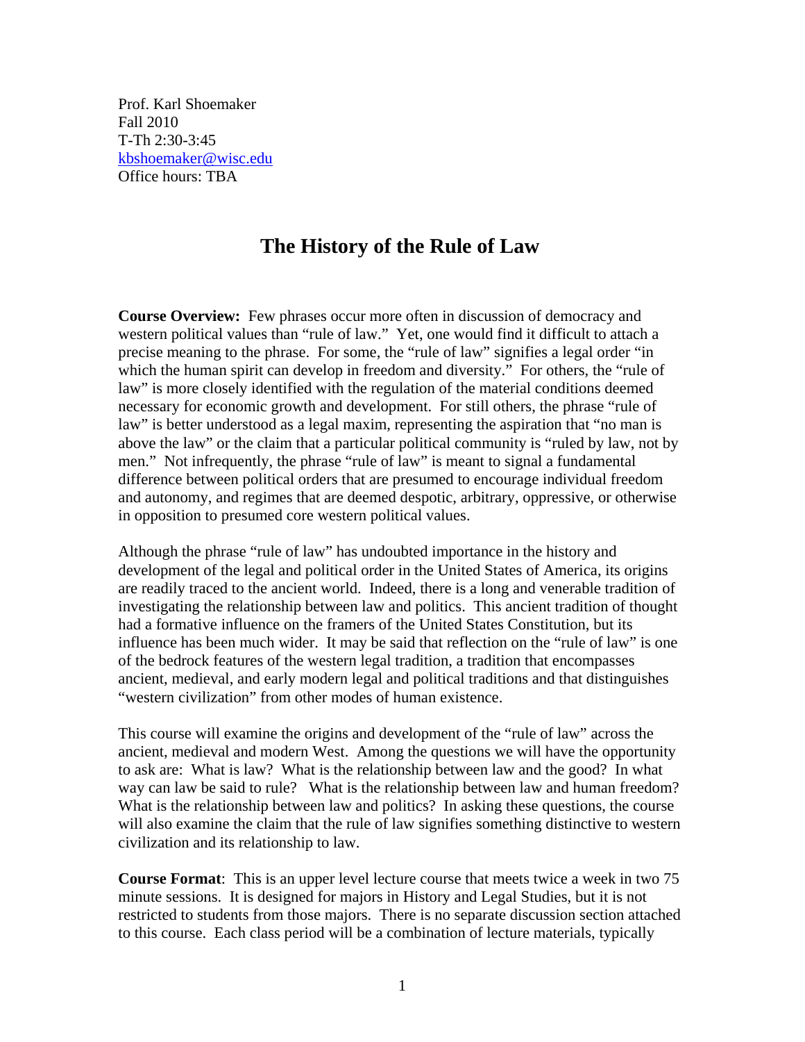Prof. Karl Shoemaker
Fall 2010
T-Th 2:30-3:45
kbshoemaker@wisc.edu
Office hours: TBA

# The History of the Rule of Law

**Course Overview:** Few phrases occur more often in discussion of democracy and western political values than "rule of law." Yet, one would find it difficult to attach a precise meaning to the phrase. For some, the "rule of law" signifies a legal order "in which the human spirit can develop in freedom and diversity." For others, the "rule of law" is more closely identified with the regulation of the material conditions deemed necessary for economic growth and development. For still others, the phrase "rule of law" is better understood as a legal maxim, representing the aspiration that "no man is above the law" or the claim that a particular political community is "ruled by law, not by men." Not infrequently, the phrase "rule of law" is meant to signal a fundamental difference between political orders that are presumed to encourage individual freedom and autonomy, and regimes that are deemed despotic, arbitrary, oppressive, or otherwise in opposition to presumed core western political values.

Although the phrase "rule of law" has undoubted importance in the history and development of the legal and political order in the United States of America, its origins are readily traced to the ancient world. Indeed, there is a long and venerable tradition of investigating the relationship between law and politics. This ancient tradition of thought had a formative influence on the framers of the United States Constitution, but its influence has been much wider. It may be said that reflection on the "rule of law" is one of the bedrock features of the western legal tradition, a tradition that encompasses ancient, medieval, and early modern legal and political traditions and that distinguishes "western civilization" from other modes of human existence.

This course will examine the origins and development of the "rule of law" across the ancient, medieval and modern West. Among the questions we will have the opportunity to ask are: What is law? What is the relationship between law and the good? In what way can law be said to rule? What is the relationship between law and human freedom? What is the relationship between law and politics? In asking these questions, the course will also examine the claim that the rule of law signifies something distinctive to western civilization and its relationship to law.

**Course Format**: This is an upper level lecture course that meets twice a week in two 75 minute sessions. It is designed for majors in History and Legal Studies, but it is not restricted to students from those majors. There is no separate discussion section attached to this course. Each class period will be a combination of lecture materials, typically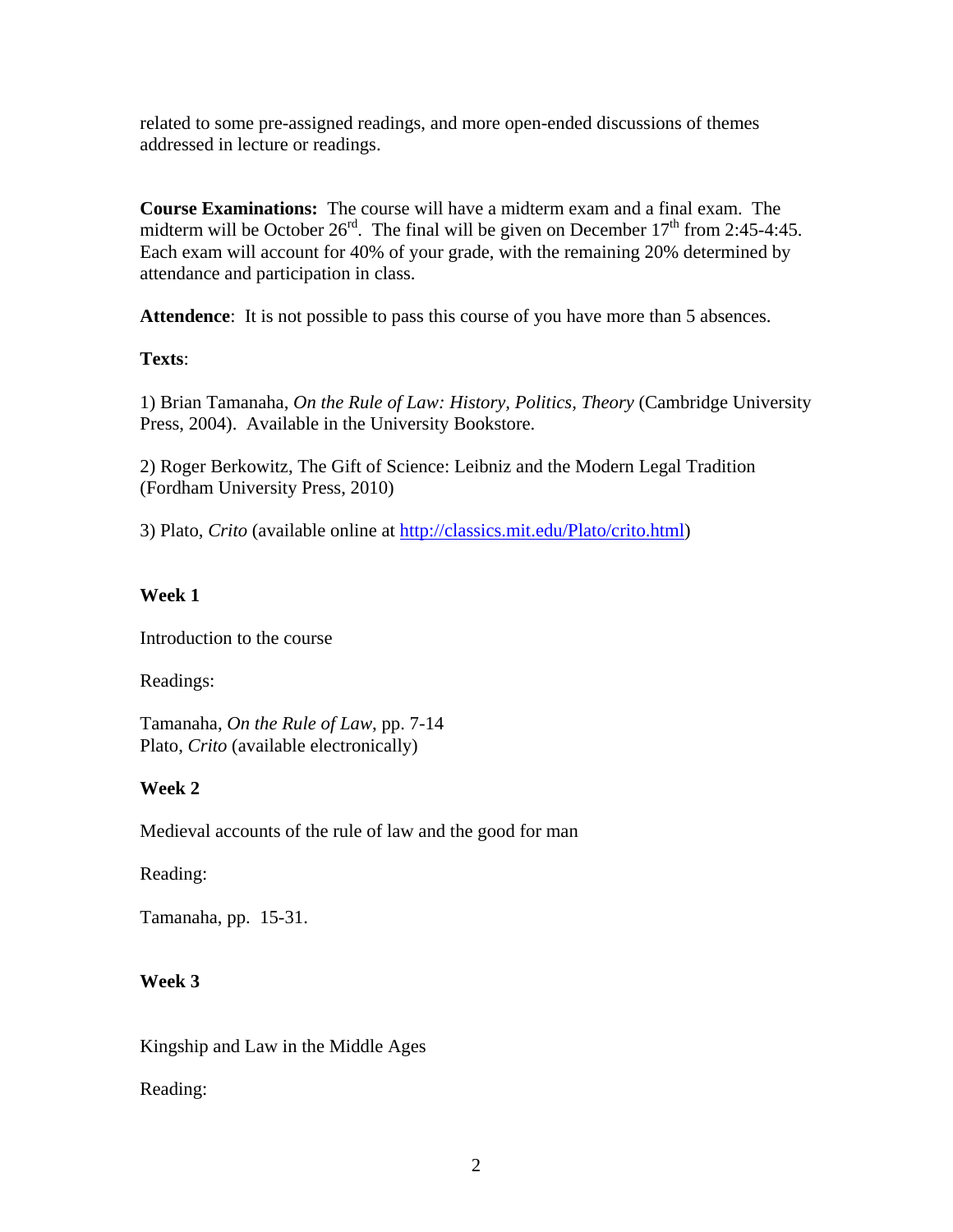related to some pre-assigned readings, and more open-ended discussions of themes addressed in lecture or readings.

**Course Examinations:** The course will have a midterm exam and a final exam. The midterm will be October 26th. The final will be given on December 17th from 2:45-4:45. Each exam will account for 40% of your grade, with the remaining 20% determined by attendance and participation in class.

**Attendence**: It is not possible to pass this course of you have more than 5 absences.

**Texts**:

1) Brian Tamanaha, *On the Rule of Law: History, Politics, Theory* (Cambridge University Press, 2004). Available in the University Bookstore.

2) Roger Berkowitz, The Gift of Science: Leibniz and the Modern Legal Tradition (Fordham University Press, 2010)

3) Plato, *Crito* (available online at http://classics.mit.edu/Plato/crito.html)

**Week 1**

Introduction to the course

Readings:

Tamanaha, *On the Rule of Law*, pp. 7-14
Plato, *Crito* (available electronically)

**Week 2**

Medieval accounts of the rule of law and the good for man

Reading:

Tamanaha, pp. 15-31.

**Week 3**

Kingship and Law in the Middle Ages

Reading: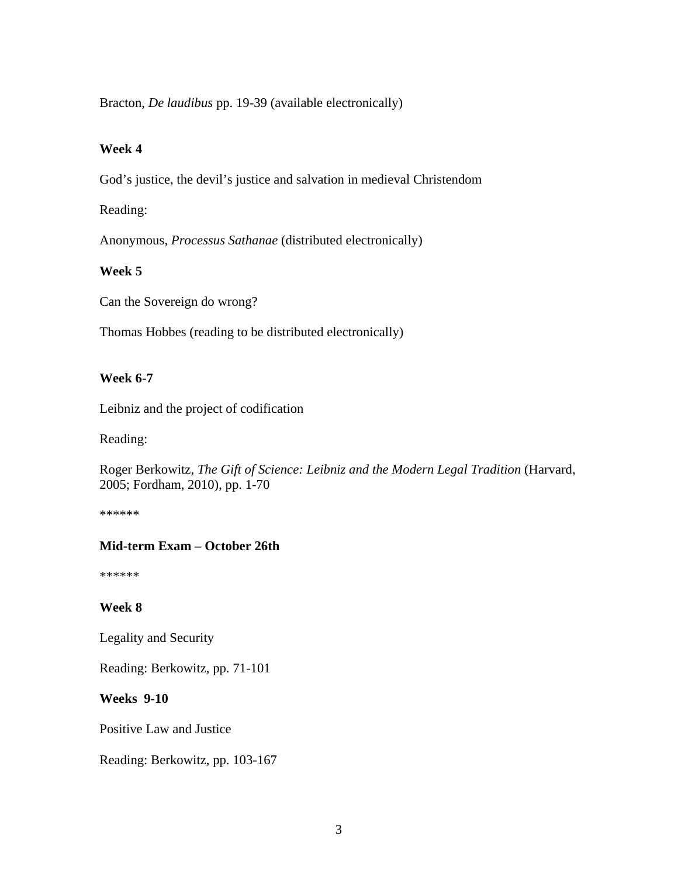Bracton, *De laudibus* pp. 19-39 (available electronically)

**Week 4**

God's justice, the devil's justice and salvation in medieval Christendom

Reading:

Anonymous, *Processus Sathanae* (distributed electronically)

**Week 5**

Can the Sovereign do wrong?

Thomas Hobbes (reading to be distributed electronically)

**Week 6-7**

Leibniz and the project of codification

Reading:

Roger Berkowitz, *The Gift of Science: Leibniz and the Modern Legal Tradition* (Harvard, 2005; Fordham, 2010), pp. 1-70

******

**Mid-term Exam – October 26th**

******

**Week 8**

Legality and Security

Reading: Berkowitz, pp. 71-101

**Weeks 9-10**

Positive Law and Justice

Reading: Berkowitz, pp. 103-167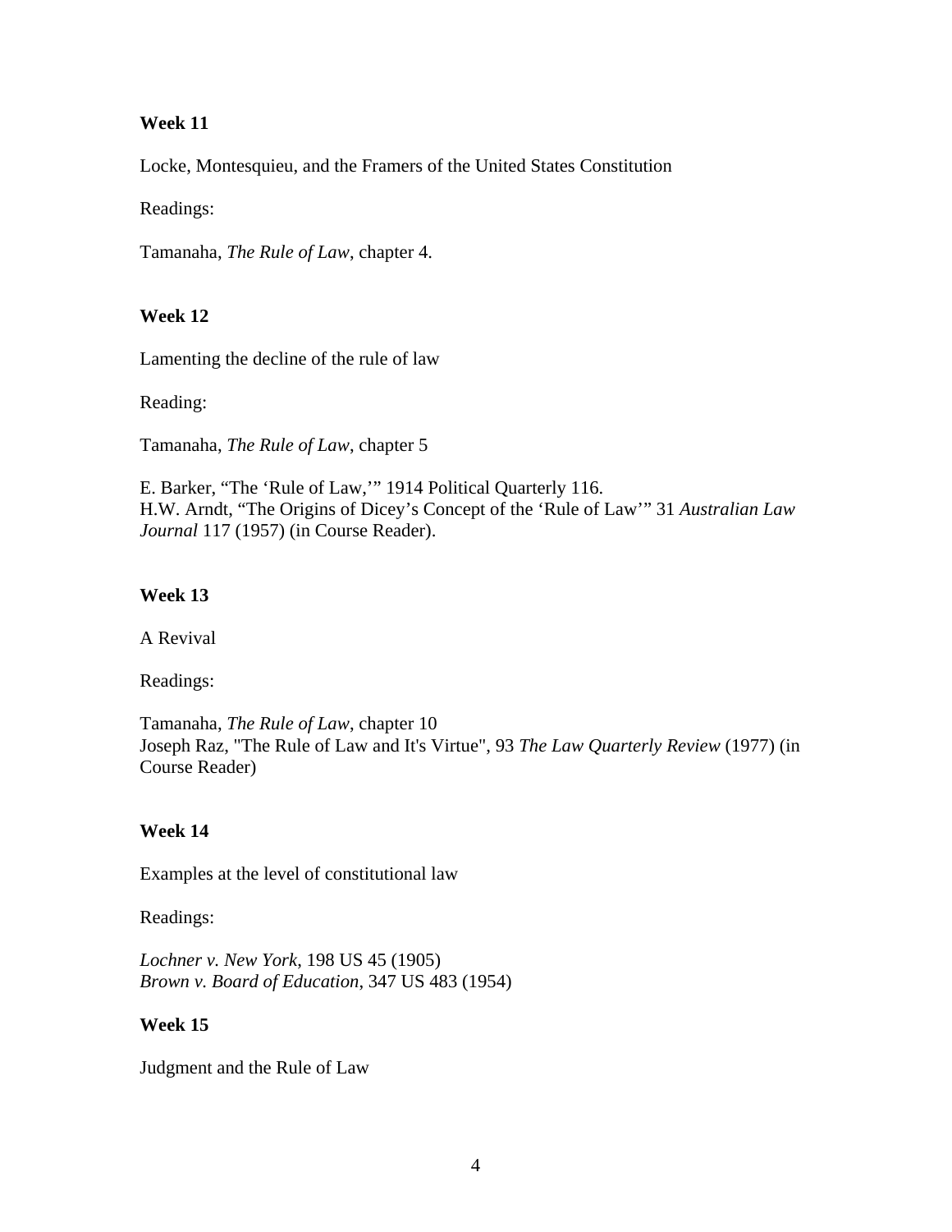**Week 11**

Locke, Montesquieu, and the Framers of the United States Constitution

Readings:

Tamanaha, *The Rule of Law*, chapter 4.

**Week 12**

Lamenting the decline of the rule of law

Reading:

Tamanaha, *The Rule of Law*, chapter 5

E. Barker, "The 'Rule of Law,'" 1914 Political Quarterly 116.
H.W. Arndt, "The Origins of Dicey's Concept of the 'Rule of Law'" 31 *Australian Law Journal* 117 (1957) (in Course Reader).

**Week 13**

A Revival

Readings:

Tamanaha, *The Rule of Law*, chapter 10
Joseph Raz, "The Rule of Law and It's Virtue", 93 *The Law Quarterly Review* (1977) (in Course Reader)

**Week 14**

Examples at the level of constitutional law

Readings:

*Lochner v. New York*, 198 US 45 (1905)
*Brown v. Board of Education*, 347 US 483 (1954)

**Week 15**

Judgment and the Rule of Law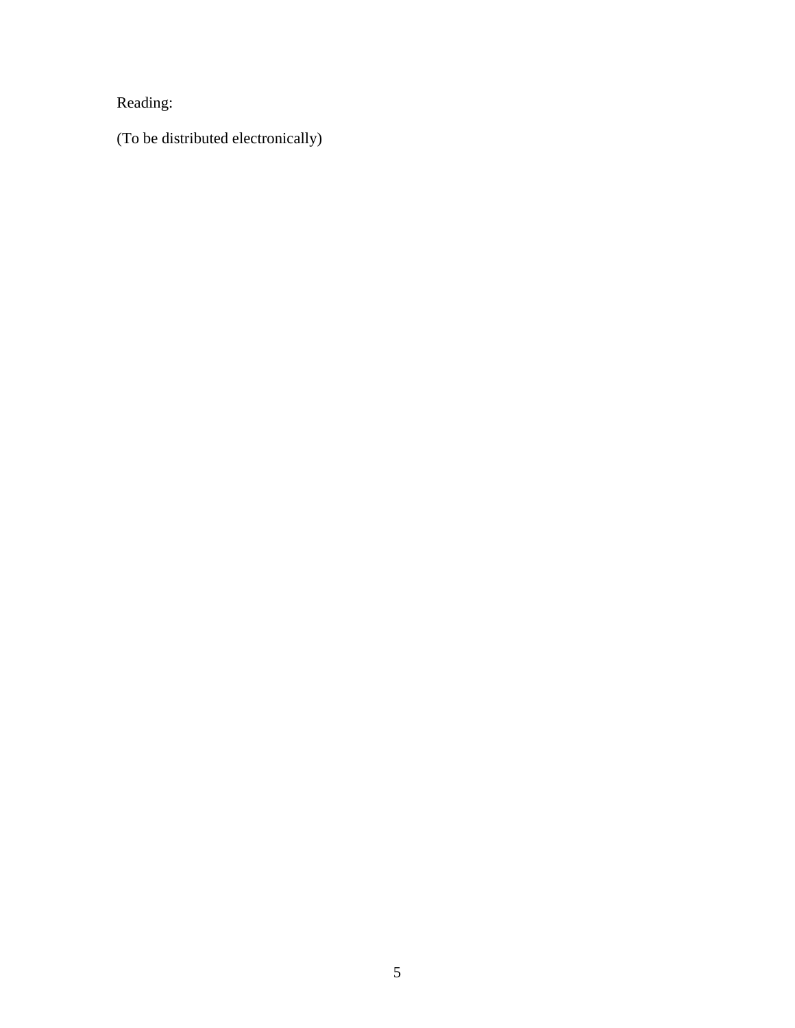Reading:

(To be distributed electronically)